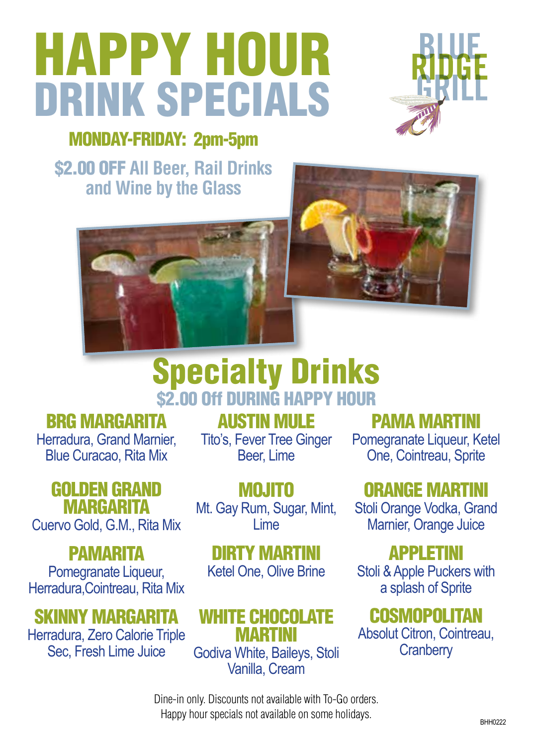# HAPPY HOUR DRINK SPECIALS

BLUE RIDGE GRILL

## MONDAY-FRIDAY: 2pm-5pm

**$2.00 OFF** All Beer, Rail Drinks and Wine by the Glass

# Specialty Drinks

## $2.00 Off DURING HAPPY HOUR

### BRG MARGARITA
Herradura, Grand Marnier, Blue Curacao, Rita Mix

### GOLDEN GRAND MARGARITA
Cuervo Gold, G.M., Rita Mix

### PAMARITA
Pomegranate Liqueur, Herradura,Cointreau, Rita Mix

### SKINNY MARGARITA
Herradura, Zero Calorie Triple Sec, Fresh Lime Juice

### AUSTIN MULE
Tito's, Fever Tree Ginger Beer, Lime

### MOJITO
Mt. Gay Rum, Sugar, Mint, Lime

### DIRTY MARTINI
Ketel One, Olive Brine

### WHITE CHOCOLATE MARTINI
Godiva White, Baileys, Stoli Vanilla, Cream

### PAMA MARTINI
Pomegranate Liqueur, Ketel One, Cointreau, Sprite

### ORANGE MARTINI
Stoli Orange Vodka, Grand Marnier, Orange Juice

### APPLETINI
Stoli & Apple Puckers with a splash of Sprite

### COSMOPOLITAN
Absolut Citron, Cointreau, Cranberry

Dine-in only. Discounts not available with To-Go orders.
Happy hour specials not available on some holidays.

BHH0222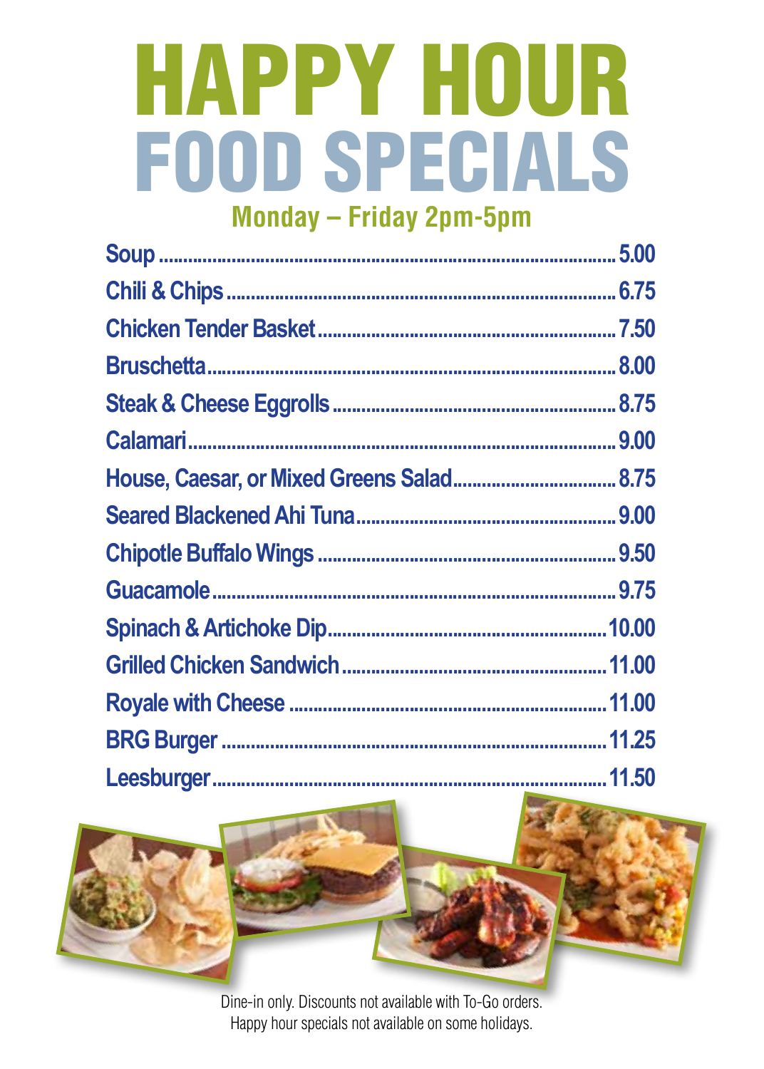# HAPPY HOUR
# FOOD SPECIALS

## Monday – Friday 2pm-5pm

| | |
|---|---|
| Soup | 5.00 |
| Chili & Chips | 6.75 |
| Chicken Tender Basket | 7.50 |
| Bruschetta | 8.00 |
| Steak & Cheese Eggrolls | 8.75 |
| Calamari | 9.00 |
| House, Caesar, or Mixed Greens Salad | 8.75 |
| Seared Blackened Ahi Tuna | 9.00 |
| Chipotle Buffalo Wings | 9.50 |
| Guacamole | 9.75 |
| Spinach & Artichoke Dip | 10.00 |
| Grilled Chicken Sandwich | 11.00 |
| Royale with Cheese | 11.00 |
| BRG Burger | 11.25 |
| Leesburger | 11.50 |

Dine-in only. Discounts not available with To-Go orders.
Happy hour specials not available on some holidays.